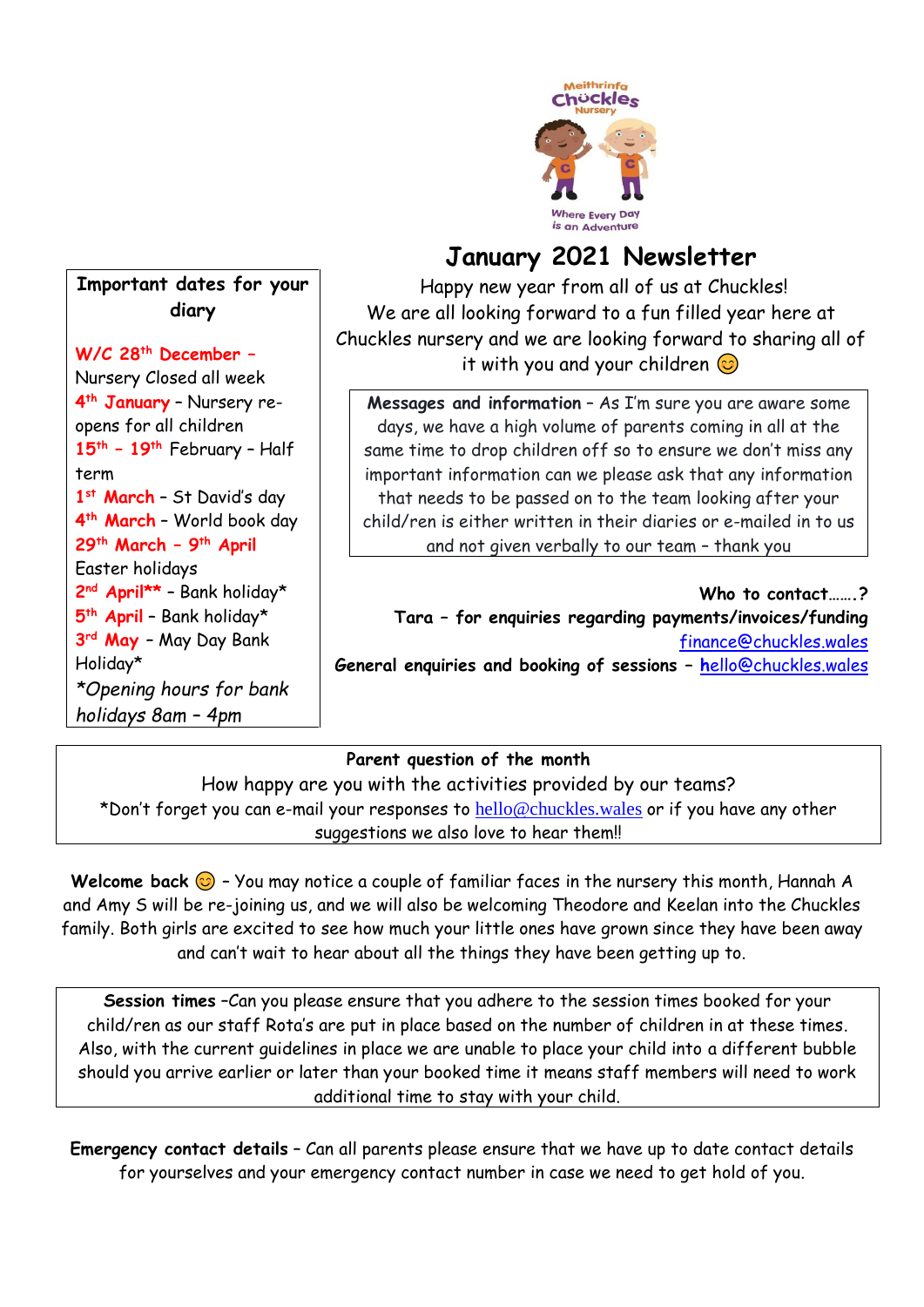# January 2021 Newsletter

Happy new year from all of us at Chuckles!
We are all looking forward to a fun filled year here at Chuckles nursery and we are looking forward to sharing all of it with you and your children 😊

**Important dates for your diary**

**W/C 28th December** – Nursery Closed all week
**4th January** – Nursery re-opens for all children
**15th – 19th** February – Half term
**1st March** – St David's day
**4th March** – World book day
**29th March – 9th April** Easter holidays
**2nd April**\*\* – Bank holiday\*
**5th April** – Bank holiday\*
**3rd May** – May Day Bank Holiday\*
*\*Opening hours for bank holidays 8am – 4pm*

**Messages and information** – As I'm sure you are aware some days, we have a high volume of parents coming in all at the same time to drop children off so to ensure we don't miss any important information can we please ask that any information that needs to be passed on to the team looking after your child/ren is either written in their diaries or e-mailed in to us and not given verbally to our team – thank you

**Who to contact…….?**
**Tara – for enquiries regarding payments/invoices/funding** finance@chuckles.wales
**General enquiries and booking of sessions –** hello@chuckles.wales

**Parent question of the month**
How happy are you with the activities provided by our teams?
\*Don't forget you can e-mail your responses to hello@chuckles.wales or if you have any other suggestions we also love to hear them!!

**Welcome back** 😊 – You may notice a couple of familiar faces in the nursery this month, Hannah A and Amy S will be re-joining us, and we will also be welcoming Theodore and Keelan into the Chuckles family. Both girls are excited to see how much your little ones have grown since they have been away and can't wait to hear about all the things they have been getting up to.

**Session times** –Can you please ensure that you adhere to the session times booked for your child/ren as our staff Rota's are put in place based on the number of children in at these times. Also, with the current guidelines in place we are unable to place your child into a different bubble should you arrive earlier or later than your booked time it means staff members will need to work additional time to stay with your child.

**Emergency contact details** – Can all parents please ensure that we have up to date contact details for yourselves and your emergency contact number in case we need to get hold of you.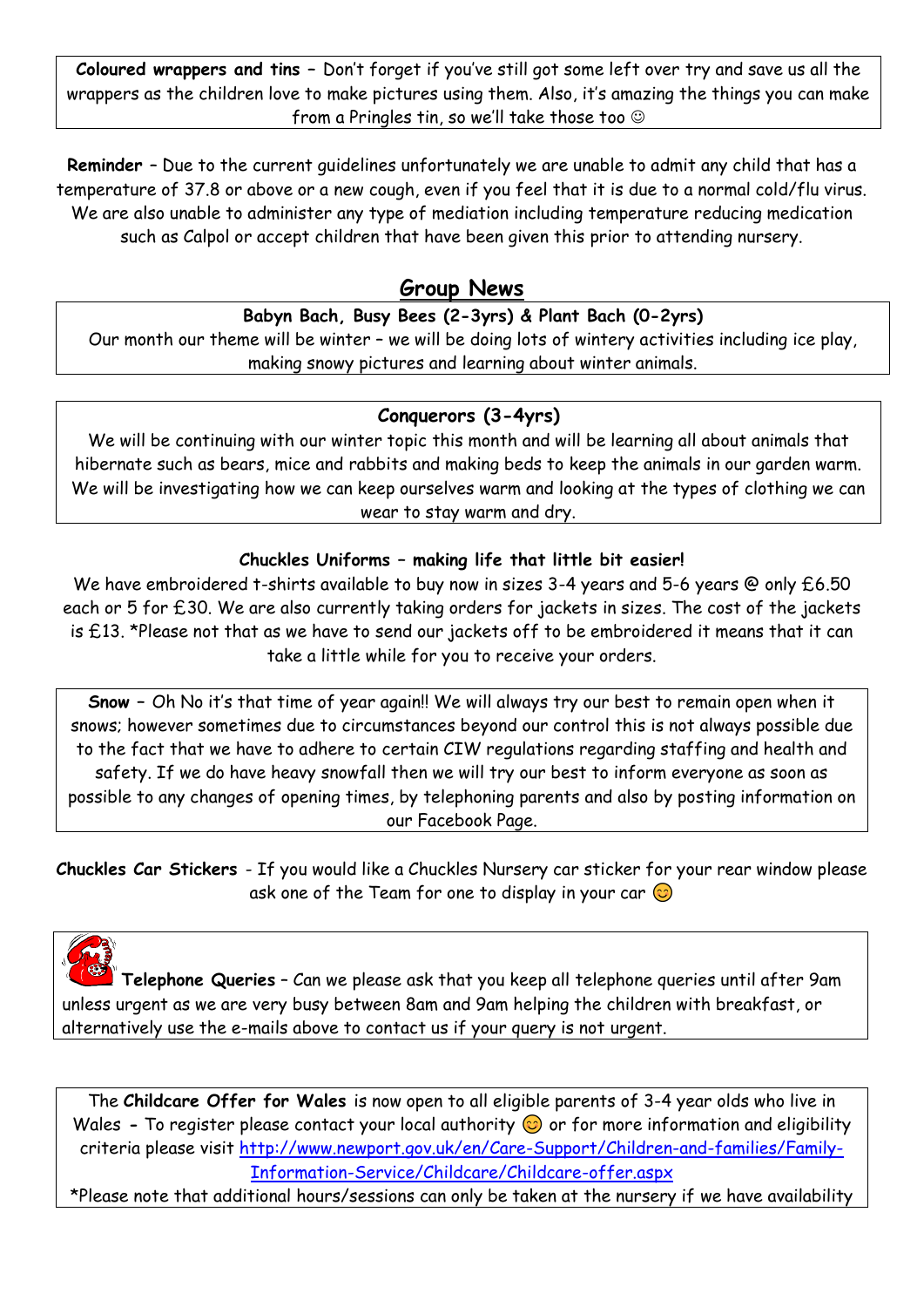**Coloured wrappers and tins** – Don't forget if you've still got some left over try and save us all the wrappers as the children love to make pictures using them. Also, it's amazing the things you can make from a Pringles tin, so we'll take those too ☺

**Reminder** – Due to the current guidelines unfortunately we are unable to admit any child that has a temperature of 37.8 or above or a new cough, even if you feel that it is due to a normal cold/flu virus. We are also unable to administer any type of mediation including temperature reducing medication such as Calpol or accept children that have been given this prior to attending nursery.

## Group News

**Babyn Bach, Busy Bees (2-3yrs) & Plant Bach (0-2yrs)**

Our month our theme will be winter – we will be doing lots of wintery activities including ice play, making snowy pictures and learning about winter animals.

**Conquerors (3-4yrs)**

We will be continuing with our winter topic this month and will be learning all about animals that hibernate such as bears, mice and rabbits and making beds to keep the animals in our garden warm. We will be investigating how we can keep ourselves warm and looking at the types of clothing we can wear to stay warm and dry.

**Chuckles Uniforms – making life that little bit easier!**

We have embroidered t-shirts available to buy now in sizes 3-4 years and 5-6 years @ only £6.50 each or 5 for £30. We are also currently taking orders for jackets in sizes. The cost of the jackets is £13. *Please not that as we have to send our jackets off to be embroidered it means that it can take a little while for you to receive your orders.

**Snow** – Oh No it's that time of year again!! We will always try our best to remain open when it snows; however sometimes due to circumstances beyond our control this is not always possible due to the fact that we have to adhere to certain CIW regulations regarding staffing and health and safety. If we do have heavy snowfall then we will try our best to inform everyone as soon as possible to any changes of opening times, by telephoning parents and also by posting information on our Facebook Page.

**Chuckles Car Stickers** - If you would like a Chuckles Nursery car sticker for your rear window please ask one of the Team for one to display in your car 😊

**Telephone Queries** – Can we please ask that you keep all telephone queries until after 9am unless urgent as we are very busy between 8am and 9am helping the children with breakfast, or alternatively use the e-mails above to contact us if your query is not urgent.

The **Childcare Offer for Wales** is now open to all eligible parents of 3-4 year olds who live in Wales **-** To register please contact your local authority 😊 or for more information and eligibility criteria please visit http://www.newport.gov.uk/en/Care-Support/Children-and-families/Family-Information-Service/Childcare/Childcare-offer.aspx

*Please note that additional hours/sessions can only be taken at the nursery if we have availability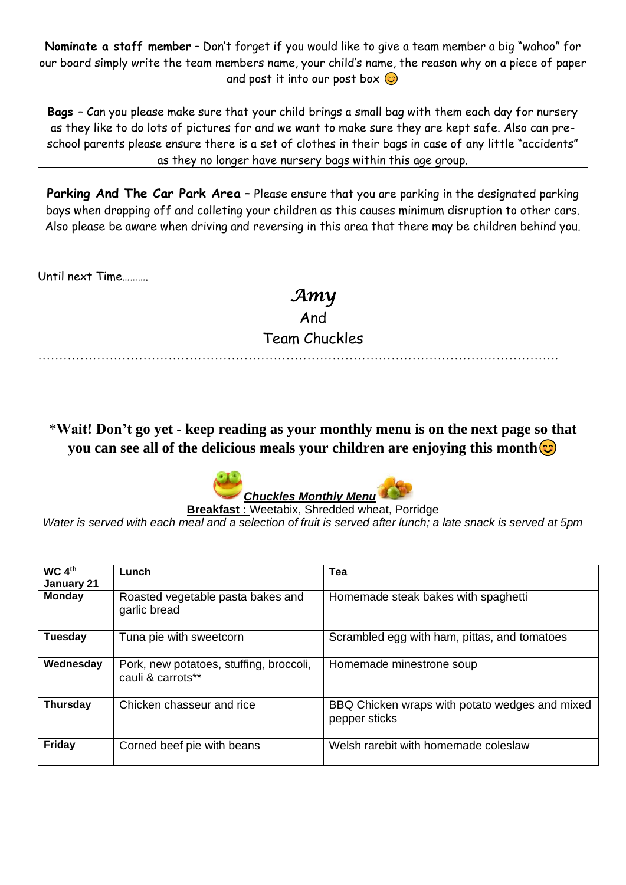**Nominate a staff member** – Don't forget if you would like to give a team member a big "wahoo" for our board simply write the team members name, your child's name, the reason why on a piece of paper and post it into our post box 😊

**Bags** – Can you please make sure that your child brings a small bag with them each day for nursery as they like to do lots of pictures for and we want to make sure they are kept safe. Also can pre-school parents please ensure there is a set of clothes in their bags in case of any little "accidents" as they no longer have nursery bags within this age group.

**Parking And The Car Park Area** – Please ensure that you are parking in the designated parking bays when dropping off and colleting your children as this causes minimum disruption to other cars. Also please be aware when driving and reversing in this area that there may be children behind you.

Until next Time……….

*Amy*

And

Team Chuckles

……………………………………………………………………………………………………………

**\*Wait! Don't go yet - keep reading as your monthly menu is on the next page so that you can see all of the delicious meals your children are enjoying this month** 😊

***Chuckles Monthly Menu***

**Breakfast :** Weetabix, Shredded wheat, Porridge

*Water is served with each meal and a selection of fruit is served after lunch; a late snack is served at 5pm*

| **WC 4th January 21** | **Lunch** | **Tea** |
|---|---|---|
| **Monday** | Roasted vegetable pasta bakes and garlic bread | Homemade steak bakes with spaghetti |
| **Tuesday** | Tuna pie with sweetcorn | Scrambled egg with ham, pittas, and tomatoes |
| **Wednesday** | Pork, new potatoes, stuffing, broccoli, cauli & carrots** | Homemade minestrone soup |
| **Thursday** | Chicken chasseur and rice | BBQ Chicken wraps with potato wedges and mixed pepper sticks |
| **Friday** | Corned beef pie with beans | Welsh rarebit with homemade coleslaw |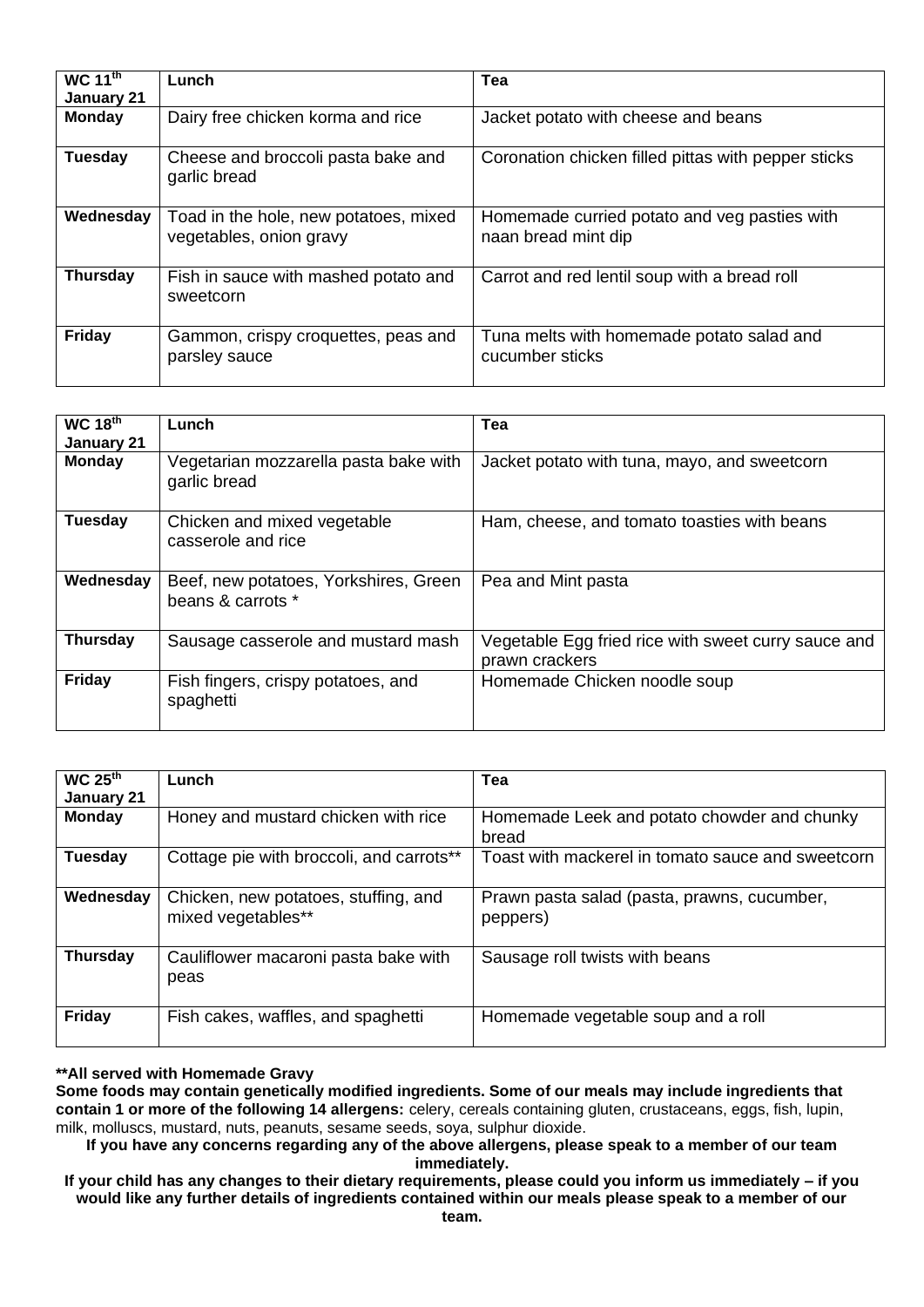| WC 11th January 21 | Lunch | Tea |
|---|---|---|
| **Monday** | Dairy free chicken korma and rice | Jacket potato with cheese and beans |
| **Tuesday** | Cheese and broccoli pasta bake and garlic bread | Coronation chicken filled pittas with pepper sticks |
| **Wednesday** | Toad in the hole, new potatoes, mixed vegetables, onion gravy | Homemade curried potato and veg pasties with naan bread mint dip |
| **Thursday** | Fish in sauce with mashed potato and sweetcorn | Carrot and red lentil soup with a bread roll |
| **Friday** | Gammon, crispy croquettes, peas and parsley sauce | Tuna melts with homemade potato salad and cucumber sticks |

| WC 18th January 21 | Lunch | Tea |
|---|---|---|
| **Monday** | Vegetarian mozzarella pasta bake with garlic bread | Jacket potato with tuna, mayo, and sweetcorn |
| **Tuesday** | Chicken and mixed vegetable casserole and rice | Ham, cheese, and tomato toasties with beans |
| **Wednesday** | Beef, new potatoes, Yorkshires, Green beans & carrots * | Pea and Mint pasta |
| **Thursday** | Sausage casserole and mustard mash | Vegetable Egg fried rice with sweet curry sauce and prawn crackers |
| **Friday** | Fish fingers, crispy potatoes, and spaghetti | Homemade Chicken noodle soup |

| WC 25th January 21 | Lunch | Tea |
|---|---|---|
| **Monday** | Honey and mustard chicken with rice | Homemade Leek and potato chowder and chunky bread |
| **Tuesday** | Cottage pie with broccoli, and carrots** | Toast with mackerel in tomato sauce and sweetcorn |
| **Wednesday** | Chicken, new potatoes, stuffing, and mixed vegetables** | Prawn pasta salad (pasta, prawns, cucumber, peppers) |
| **Thursday** | Cauliflower macaroni pasta bake with peas | Sausage roll twists with beans |
| **Friday** | Fish cakes, waffles, and spaghetti | Homemade vegetable soup and a roll |

****All served with Homemade Gravy**

**Some foods may contain genetically modified ingredients. Some of our meals may include ingredients that contain 1 or more of the following 14 allergens:** celery, cereals containing gluten, crustaceans, eggs, fish, lupin, milk, molluscs, mustard, nuts, peanuts, sesame seeds, soya, sulphur dioxide.

**If you have any concerns regarding any of the above allergens, please speak to a member of our team immediately.**

**If your child has any changes to their dietary requirements, please could you inform us immediately – if you would like any further details of ingredients contained within our meals please speak to a member of our team.**